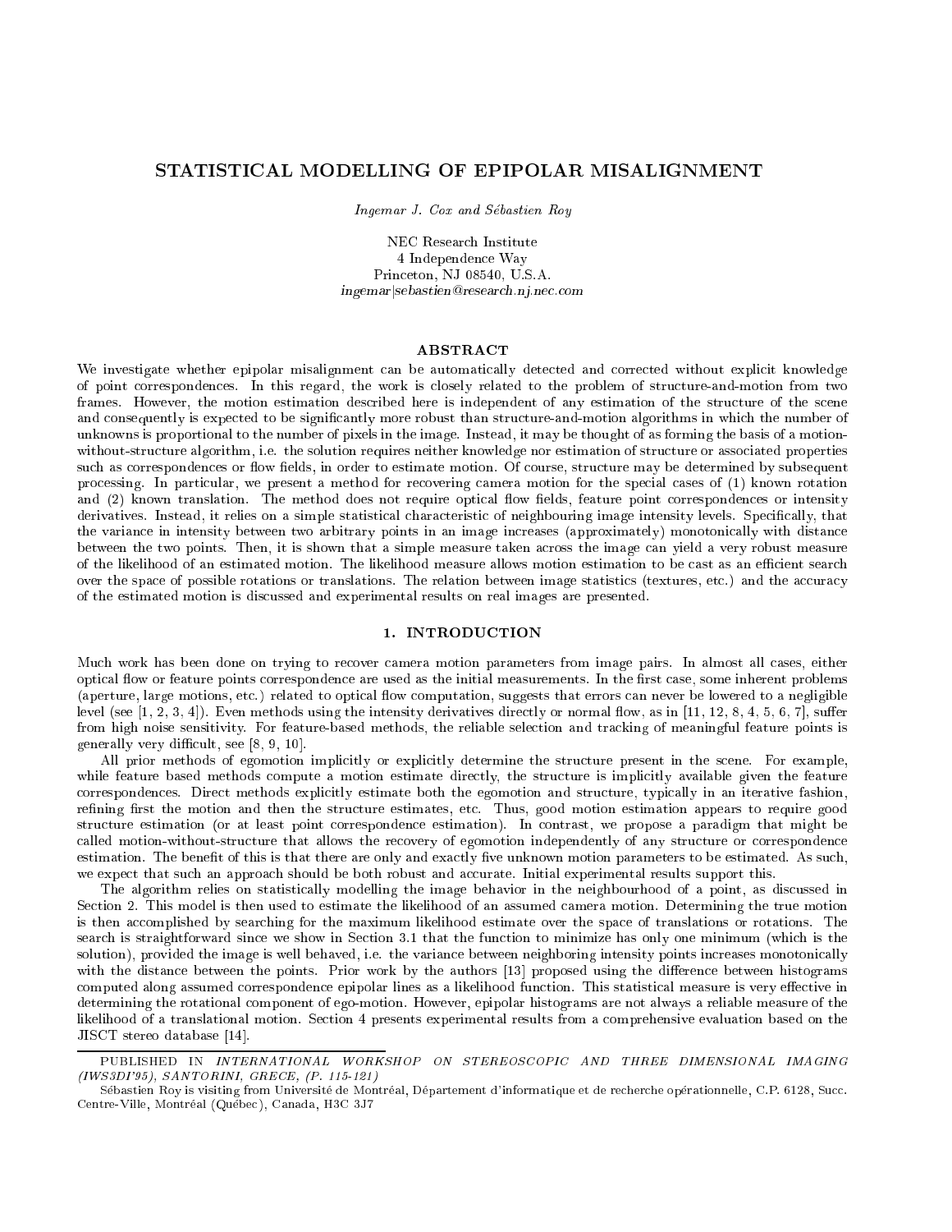# STATISTICAL MODELLING OF EPIPOLAR MISALIGNMENT

*Ingemar J. Cox and Sébastien Roy*

NEC Research Institute
4 Independence Way
Princeton, NJ 08540, U.S.A.
*ingemar|sebastien@research.nj.nec.com*

## ABSTRACT

We investigate whether epipolar misalignment can be automatically detected and corrected without explicit knowledge of point correspondences. In this regard, the work is closely related to the problem of structure-and-motion from two frames. However, the motion estimation described here is independent of any estimation of the structure of the scene and consequently is expected to be significantly more robust than structure-and-motion algorithms in which the number of unknowns is proportional to the number of pixels in the image. Instead, it may be thought of as forming the basis of a motion-without-structure algorithm, i.e. the solution requires neither knowledge nor estimation of structure or associated properties such as correspondences or flow fields, in order to estimate motion. Of course, structure may be determined by subsequent processing. In particular, we present a method for recovering camera motion for the special cases of (1) known rotation and (2) known translation. The method does not require optical flow fields, feature point correspondences or intensity derivatives. Instead, it relies on a simple statistical characteristic of neighbouring image intensity levels. Specifically, that the variance in intensity between two arbitrary points in an image increases (approximately) monotonically with distance between the two points. Then, it is shown that a simple measure taken across the image can yield a very robust measure of the likelihood of an estimated motion. The likelihood measure allows motion estimation to be cast as an efficient search over the space of possible rotations or translations. The relation between image statistics (textures, etc.) and the accuracy of the estimated motion is discussed and experimental results on real images are presented.

## 1. INTRODUCTION

Much work has been done on trying to recover camera motion parameters from image pairs. In almost all cases, either optical flow or feature points correspondence are used as the initial measurements. In the first case, some inherent problems (aperture, large motions, etc.) related to optical flow computation, suggests that errors can never be lowered to a negligible level (see [1, 2, 3, 4]). Even methods using the intensity derivatives directly or normal flow, as in [11, 12, 8, 4, 5, 6, 7], suffer from high noise sensitivity. For feature-based methods, the reliable selection and tracking of meaningful feature points is generally very difficult, see [8, 9, 10].

All prior methods of egomotion implicitly or explicitly determine the structure present in the scene. For example, while feature based methods compute a motion estimate directly, the structure is implicitly available given the feature correspondences. Direct methods explicitly estimate both the egomotion and structure, typically in an iterative fashion, refining first the motion and then the structure estimates, etc. Thus, good motion estimation appears to require good structure estimation (or at least point correspondence estimation). In contrast, we propose a paradigm that might be called motion-without-structure that allows the recovery of egomotion independently of any structure or correspondence estimation. The benefit of this is that there are only and exactly five unknown motion parameters to be estimated. As such, we expect that such an approach should be both robust and accurate. Initial experimental results support this.

The algorithm relies on statistically modelling the image behavior in the neighbourhood of a point, as discussed in Section 2. This model is then used to estimate the likelihood of an assumed camera motion. Determining the true motion is then accomplished by searching for the maximum likelihood estimate over the space of translations or rotations. The search is straightforward since we show in Section 3.1 that the function to minimize has only one minimum (which is the solution), provided the image is well behaved, i.e. the variance between neighboring intensity points increases monotonically with the distance between the points. Prior work by the authors [13] proposed using the difference between histograms computed along assumed correspondence epipolar lines as a likelihood function. This statistical measure is very effective in determining the rotational component of ego-motion. However, epipolar histograms are not always a reliable measure of the likelihood of a translational motion. Section 4 presents experimental results from a comprehensive evaluation based on the JISCT stereo database [14].

---

PUBLISHED IN *INTERNATIONAL WORKSHOP ON STEREOSCOPIC AND THREE DIMENSIONAL IMAGING (IWS3DI'95), SANTORINI, GRECE, (P. 115-121)*

Sébastien Roy is visiting from Université de Montréal, Département d'informatique et de recherche opérationnelle, C.P. 6128, Succ. Centre-Ville, Montréal (Québec), Canada, H3C 3J7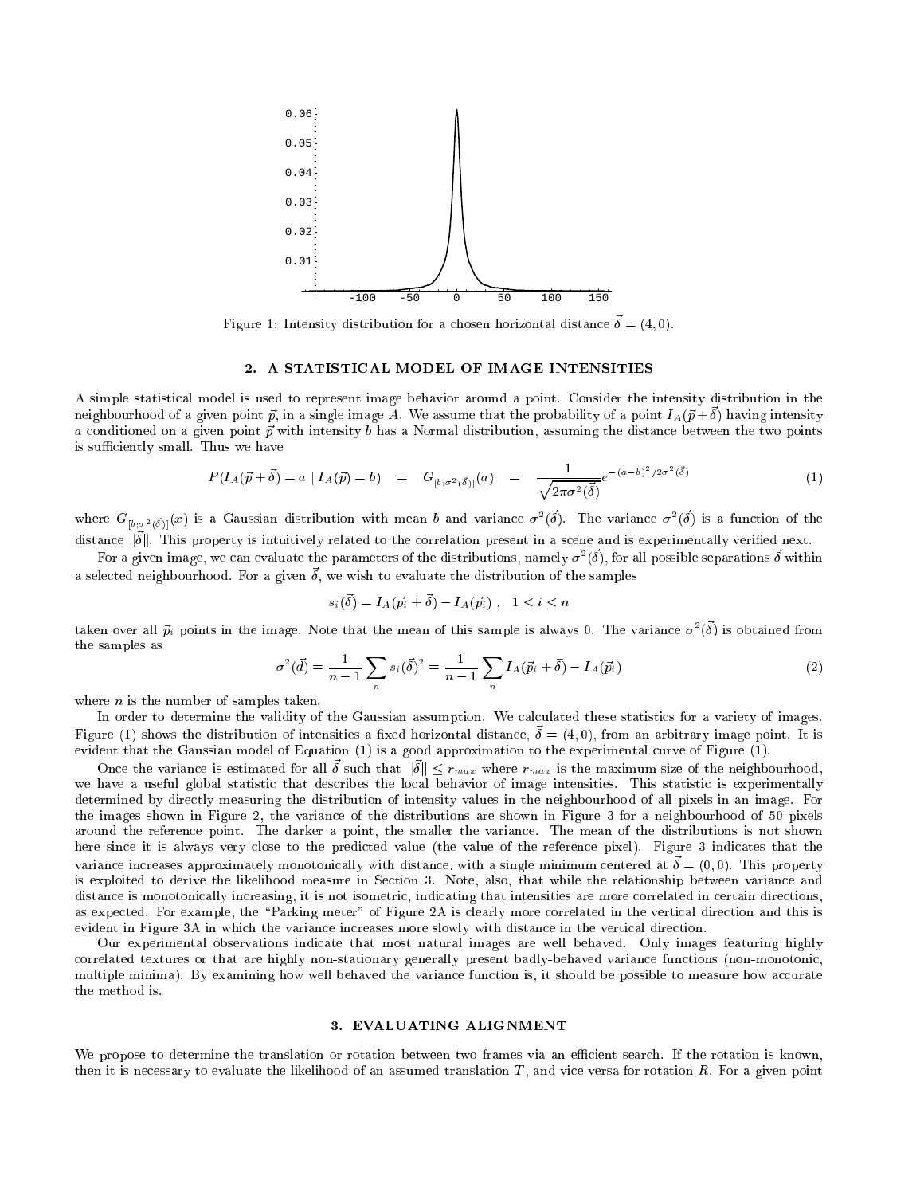Figure 1: Intensity distribution for a chosen horizontal distance $\vec{\delta} = (4, 0)$.

## 2. A STATISTICAL MODEL OF IMAGE INTENSITIES

A simple statistical model is used to represent image behavior around a point. Consider the intensity distribution in the neighbourhood of a given point $\vec{p}$, in a single image $A$. We assume that the probability of a point $I_A(\vec{p}+\vec{\delta})$ having intensity $a$ conditioned on a given point $\vec{p}$ with intensity $b$ has a Normal distribution, assuming the distance between the two points is sufficiently small. Thus we have

$$P(I_A(\vec{p}+\vec{\delta}) = a \mid I_A(\vec{p}) = b) \quad = \quad G_{[b;\sigma^2(\vec{\delta})]}(a) \quad = \quad \frac{1}{\sqrt{2\pi\sigma^2(\vec{\delta})}} e^{-(a-b)^2/2\sigma^2(\vec{\delta})} \tag{1}$$

where $G_{[b;\sigma^2(\vec{\delta})]}(x)$ is a Gaussian distribution with mean $b$ and variance $\sigma^2(\vec{\delta})$. The variance $\sigma^2(\vec{\delta})$ is a function of the distance $\|\vec{\delta}\|$. This property is intuitively related to the correlation present in a scene and is experimentally verified next.

For a given image, we can evaluate the parameters of the distributions, namely $\sigma^2(\vec{\delta})$, for all possible separations $\vec{\delta}$ within a selected neighbourhood. For a given $\vec{\delta}$, we wish to evaluate the distribution of the samples

$$s_i(\vec{\delta}) = I_A(\vec{p}_i + \vec{\delta}) - I_A(\vec{p}_i) \ , \quad 1 \leq i \leq n$$

taken over all $\vec{p}_i$ points in the image. Note that the mean of this sample is always 0. The variance $\sigma^2(\vec{\delta})$ is obtained from the samples as

$$\sigma^2(\vec{d}) = \frac{1}{n-1}\sum_n s_i(\vec{\delta})^2 = \frac{1}{n-1}\sum_n I_A(\vec{p}_i + \vec{\delta}) - I_A(\vec{p}_i) \tag{2}$$

where $n$ is the number of samples taken.

In order to determine the validity of the Gaussian assumption. We calculated these statistics for a variety of images. Figure (1) shows the distribution of intensities a fixed horizontal distance, $\vec{\delta} = (4, 0)$, from an arbitrary image point. It is evident that the Gaussian model of Equation (1) is a good approximation to the experimental curve of Figure (1).

Once the variance is estimated for all $\vec{\delta}$ such that $\|\vec{\delta}\| \leq r_{max}$ where $r_{max}$ is the maximum size of the neighbourhood, we have a useful global statistic that describes the local behavior of image intensities. This statistic is experimentally determined by directly measuring the distribution of intensity values in the neighbourhood of all pixels in an image. For the images shown in Figure 2, the variance of the distributions are shown in Figure 3 for a neighbourhood of 50 pixels around the reference point. The darker a point, the smaller the variance. The mean of the distributions is not shown here since it is always very close to the predicted value (the value of the reference pixel). Figure 3 indicates that the variance increases approximately monotonically with distance, with a single minimum centered at $\vec{\delta} = (0, 0)$. This property is exploited to derive the likelihood measure in Section 3. Note, also, that while the relationship between variance and distance is monotonically increasing, it is not isometric, indicating that intensities are more correlated in certain directions, as expected. For example, the "Parking meter" of Figure 2A is clearly more correlated in the vertical direction and this is evident in Figure 3A in which the variance increases more slowly with distance in the vertical direction.

Our experimental observations indicate that most natural images are well behaved. Only images featuring highly correlated textures or that are highly non-stationary generally present badly-behaved variance functions (non-monotonic, multiple minima). By examining how well behaved the variance function is, it should be possible to measure how accurate the method is.

## 3. EVALUATING ALIGNMENT

We propose to determine the translation or rotation between two frames via an efficient search. If the rotation is known, then it is necessary to evaluate the likelihood of an assumed translation $T$, and vice versa for rotation $R$. For a given point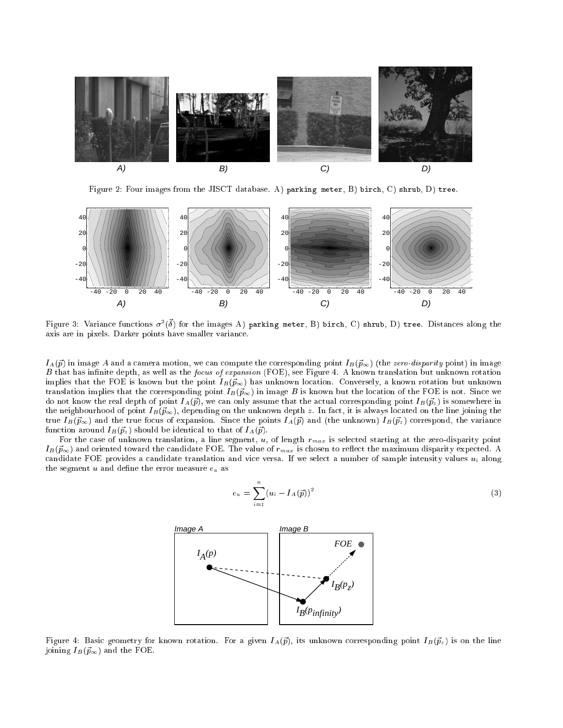Figure 2: Four images from the JISCT database. A) `parking meter`, B) `birch`, C) `shrub`, D) `tree`.

Figure 3: Variance functions $\sigma^2(\vec{\delta})$ for the images A) `parking meter`, B) `birch`, C) `shrub`, D) `tree`. Distances along the axis are in pixels. Darker points have smaller variance.

$I_A(\vec{p})$ in image $A$ and a camera motion, we can compute the corresponding point $I_B(\vec{p}_\infty)$ (the *zero-disparity* point) in image $B$ that has infinite depth, as well as the *focus of expansion* (FOE), see Figure 4. A known translation but unknown rotation implies that the FOE is known but the point $I_B(\vec{p}_\infty)$ has unknown location. Conversely, a known rotation but unknown translation implies that the corresponding point $I_B(\vec{p}_\infty)$ in image $B$ is known but the location of the FOE is not. Since we do not know the real depth of point $I_A(\vec{p})$, we can only assume that the actual corresponding point $I_B(\vec{p}_z)$ is somewhere in the neighbourhood of point $I_B(\vec{p}_\infty)$, depending on the unknown depth $z$. In fact, it is always located on the line joining the true $I_B(\vec{p}_\infty)$ and the true focus of expansion. Since the points $I_A(\vec{p})$ and (the unknown) $I_B(\vec{p}_z)$ correspond, the variance function around $I_B(\vec{p}_z)$ should be identical to that of $I_A(\vec{p})$.

For the case of unknown translation, a line segment, $u$, of length $r_{max}$ is selected starting at the zero-disparity point $I_B(\vec{p}_\infty)$ and oriented toward the candidate FOE. The value of $r_{max}$ is chosen to reflect the maximum disparity expected. A candidate FOE provides a candidate translation and vice versa. If we select a number of sample intensity values $u_i$ along the segment $u$ and define the error measure $e_u$ as

$$e_u = \sum_{i=1}^{n} (u_i - I_A(\vec{p}))^2 \tag{3}$$

Figure 4: Basic geometry for known rotation. For a given $I_A(\vec{p})$, its unknown corresponding point $I_B(\vec{p}_z)$ is on the line joining $I_B(\vec{p}_\infty)$ and the FOE.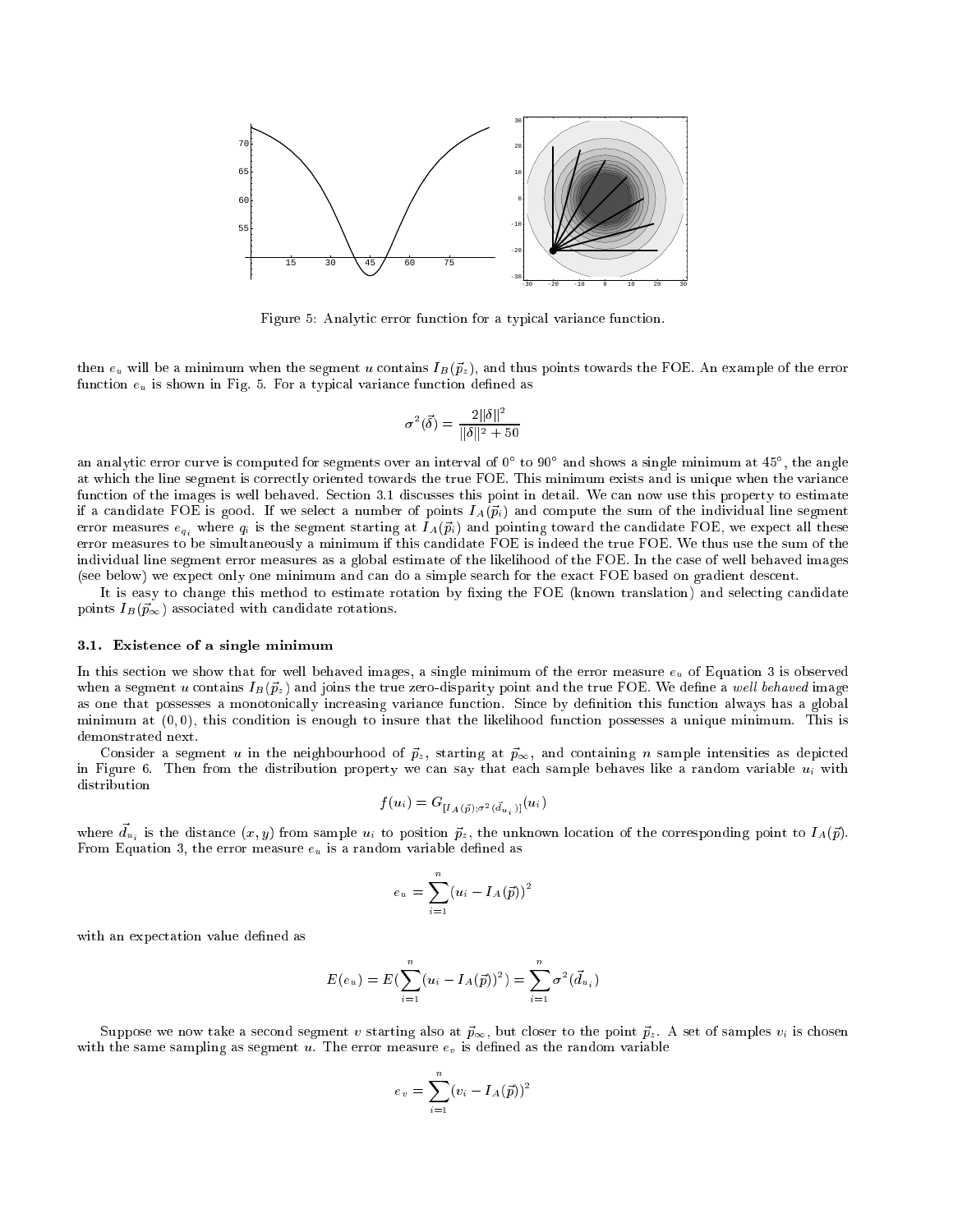Figure 5: Analytic error function for a typical variance function.

then $e_u$ will be a minimum when the segment $u$ contains $I_B(\vec{p}_z)$, and thus points towards the FOE. An example of the error function $e_u$ is shown in Fig. 5. For a typical variance function defined as

$$\sigma^2(\vec{\delta}) = \frac{2||\delta||^2}{||\delta||^2 + 50}$$

an analytic error curve is computed for segments over an interval of $0°$ to $90°$ and shows a single minimum at $45°$, the angle at which the line segment is correctly oriented towards the true FOE. This minimum exists and is unique when the variance function of the images is well behaved. Section 3.1 discusses this point in detail. We can now use this property to estimate if a candidate FOE is good. If we select a number of points $I_A(\vec{p}_i)$ and compute the sum of the individual line segment error measures $e_{q_i}$ where $q_i$ is the segment starting at $I_A(\vec{p}_i)$ and pointing toward the candidate FOE, we expect all these error measures to be simultaneously a minimum if this candidate FOE is indeed the true FOE. We thus use the sum of the individual line segment error measures as a global estimate of the likelihood of the FOE. In the case of well behaved images (see below) we expect only one minimum and can do a simple search for the exact FOE based on gradient descent.

It is easy to change this method to estimate rotation by fixing the FOE (known translation) and selecting candidate points $I_B(\vec{p}_\infty)$ associated with candidate rotations.

### 3.1. Existence of a single minimum

In this section we show that for well behaved images, a single minimum of the error measure $e_u$ of Equation 3 is observed when a segment $u$ contains $I_B(\vec{p}_z)$ and joins the true zero-disparity point and the true FOE. We define a *well behaved* image as one that possesses a monotonically increasing variance function. Since by definition this function always has a global minimum at $(0,0)$, this condition is enough to insure that the likelihood function possesses a unique minimum. This is demonstrated next.

Consider a segment $u$ in the neighbourhood of $\vec{p}_z$, starting at $\vec{p}_\infty$, and containing $n$ sample intensities as depicted in Figure 6. Then from the distribution property we can say that each sample behaves like a random variable $u_i$ with distribution

$$f(u_i) = G_{[I_A(\vec{p});\sigma^2(\vec{d}_{u_i})]}(u_i)$$

where $\vec{d}_{u_i}$ is the distance $(x,y)$ from sample $u_i$ to position $\vec{p}_z$, the unknown location of the corresponding point to $I_A(\vec{p})$. From Equation 3, the error measure $e_u$ is a random variable defined as

$$e_u = \sum_{i=1}^{n} (u_i - I_A(\vec{p}))^2$$

with an expectation value defined as

$$E(e_u) = E(\sum_{i=1}^{n} (u_i - I_A(\vec{p}))^2) = \sum_{i=1}^{n} \sigma^2(\vec{d}_{u_i})$$

Suppose we now take a second segment $v$ starting also at $\vec{p}_\infty$, but closer to the point $\vec{p}_z$. A set of samples $v_i$ is chosen with the same sampling as segment $u$. The error measure $e_v$ is defined as the random variable

$$e_v = \sum_{i=1}^{n} (v_i - I_A(\vec{p}))^2$$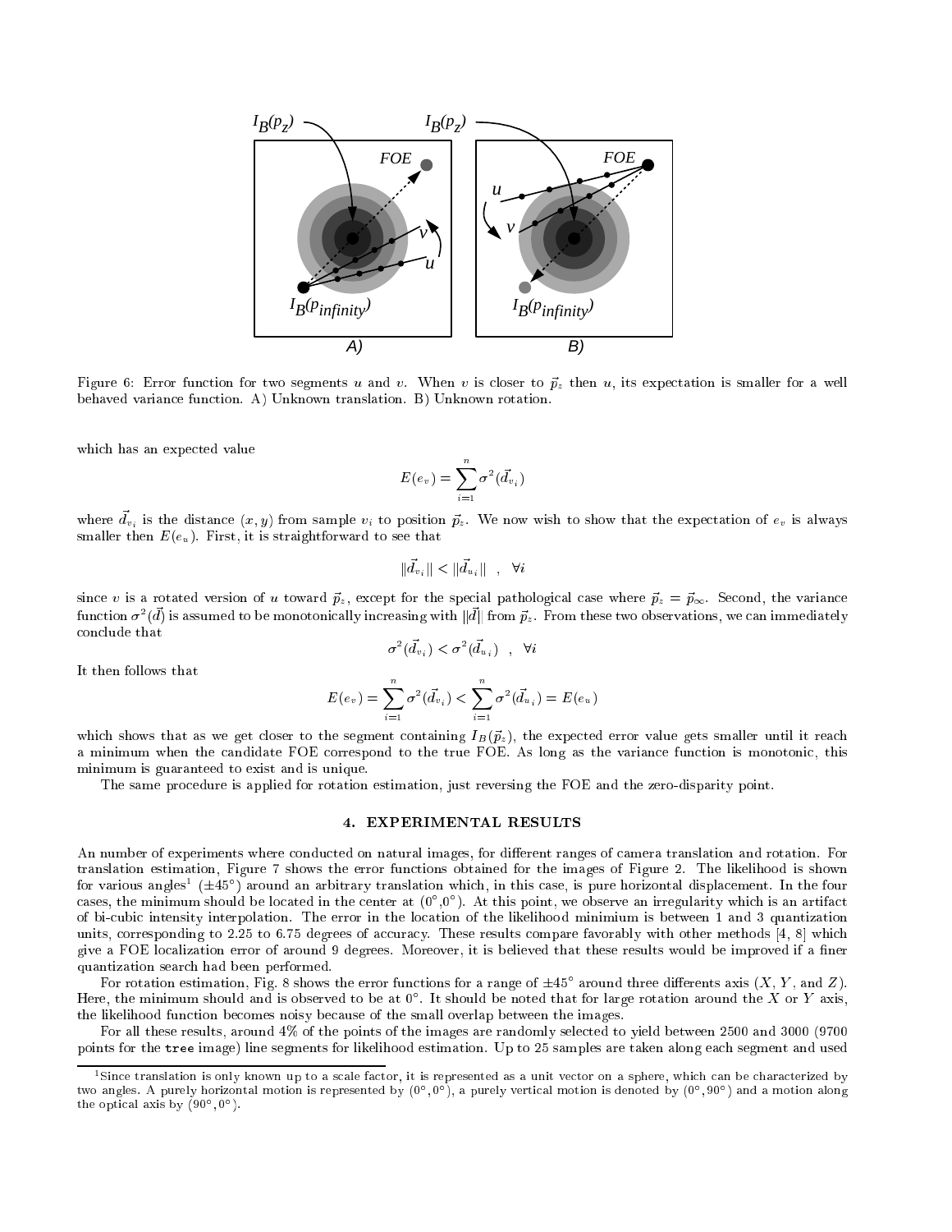Figure 6: Error function for two segments $u$ and $v$. When $v$ is closer to $\vec{p}_z$ then $u$, its expectation is smaller for a well behaved variance function. A) Unknown translation. B) Unknown rotation.

which has an expected value

$$E(e_v) = \sum_{i=1}^{n} \sigma^2(\vec{d}_{v_i})$$

where $\vec{d}_{v_i}$ is the distance $(x, y)$ from sample $v_i$ to position $\vec{p}_z$. We now wish to show that the expectation of $e_v$ is always smaller then $E(e_u)$. First, it is straightforward to see that

$$\|\vec{d}_{v_i}\| < \|\vec{d}_{u_i}\| \quad , \quad \forall i$$

since $v$ is a rotated version of $u$ toward $\vec{p}_z$, except for the special pathological case where $\vec{p}_z = \vec{p}_\infty$. Second, the variance function $\sigma^2(\vec{d})$ is assumed to be monotonically increasing with $\|\vec{d}\|$ from $\vec{p}_z$. From these two observations, we can immediately conclude that

$$\sigma^2(\vec{d}_{v_i}) < \sigma^2(\vec{d}_{u_i}) \quad , \quad \forall i$$

It then follows that

$$E(e_v) = \sum_{i=1}^{n} \sigma^2(\vec{d}_{v_i}) < \sum_{i=1}^{n} \sigma^2(\vec{d}_{u_i}) = E(e_u)$$

which shows that as we get closer to the segment containing $I_B(\vec{p}_z)$, the expected error value gets smaller until it reach a minimum when the candidate FOE correspond to the true FOE. As long as the variance function is monotonic, this minimum is guaranteed to exist and is unique.

The same procedure is applied for rotation estimation, just reversing the FOE and the zero-disparity point.

## 4. EXPERIMENTAL RESULTS

An number of experiments where conducted on natural images, for different ranges of camera translation and rotation. For translation estimation, Figure 7 shows the error functions obtained for the images of Figure 2. The likelihood is shown for various angles[1] ($\pm 45°$) around an arbitrary translation which, in this case, is pure horizontal displacement. In the four cases, the minimum should be located in the center at $(0°, 0°)$. At this point, we observe an irregularity which is an artifact of bi-cubic intensity interpolation. The error in the location of the likelihood minimium is between 1 and 3 quantization units, corresponding to 2.25 to 6.75 degrees of accuracy. These results compare favorably with other methods [4, 8] which give a FOE localization error of around 9 degrees. Moreover, it is believed that these results would be improved if a finer quantization search had been performed.

For rotation estimation, Fig. 8 shows the error functions for a range of $\pm 45°$ around three differents axis ($X$, $Y$, and $Z$). Here, the minimum should and is observed to be at $0°$. It should be noted that for large rotation around the $X$ or $Y$ axis, the likelihood function becomes noisy because of the small overlap between the images.

For all these results, around 4% of the points of the images are randomly selected to yield between 2500 and 3000 (9700 points for the `tree` image) line segments for likelihood estimation. Up to 25 samples are taken along each segment and used

[1] Since translation is only known up to a scale factor, it is represented as a unit vector on a sphere, which can be characterized by two angles. A purely horizontal motion is represented by $(0°, 0°)$, a purely vertical motion is denoted by $(0°, 90°)$ and a motion along the optical axis by $(90°, 0°)$.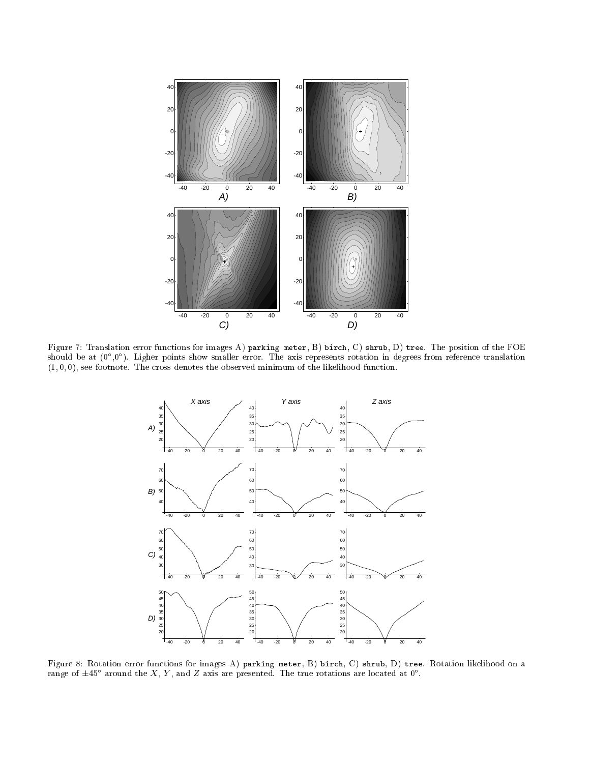Figure 7: Translation error functions for images A) `parking meter`, B) `birch`, C) `shrub`, D) `tree`. The position of the FOE should be at $(0^\circ, 0^\circ)$. Ligher points show smaller error. The axis represents rotation in degrees from reference translation $(1, 0, 0)$, see footnote. The cross denotes the observed minimum of the likelihood function.

Figure 8: Rotation error functions for images A) `parking meter`, B) `birch`, C) `shrub`, D) `tree`. Rotation likelihood on a range of $\pm 45^\circ$ around the $X$, $Y$, and $Z$ axis are presented. The true rotations are located at $0^\circ$.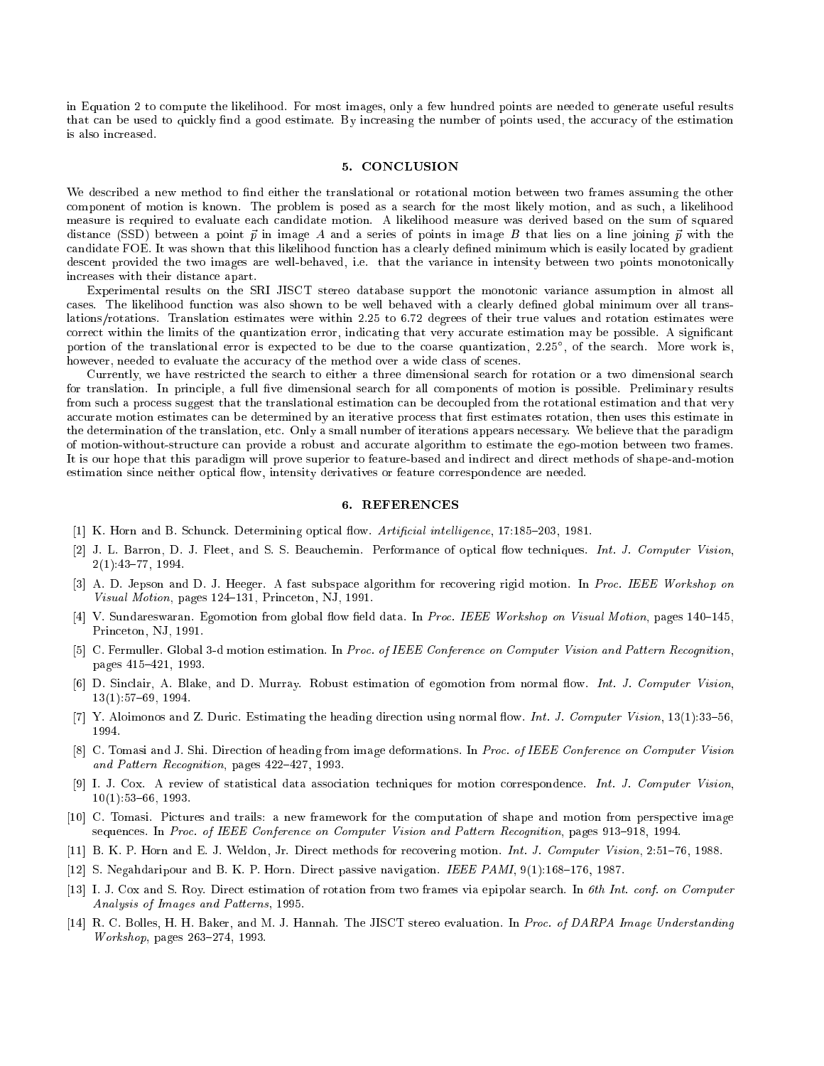in Equation 2 to compute the likelihood. For most images, only a few hundred points are needed to generate useful results that can be used to quickly find a good estimate. By increasing the number of points used, the accuracy of the estimation is also increased.

## 5. CONCLUSION

We described a new method to find either the translational or rotational motion between two frames assuming the other component of motion is known. The problem is posed as a search for the most likely motion, and as such, a likelihood measure is required to evaluate each candidate motion. A likelihood measure was derived based on the sum of squared distance (SSD) between a point $\vec{p}$ in image $A$ and a series of points in image $B$ that lies on a line joining $\vec{p}$ with the candidate FOE. It was shown that this likelihood function has a clearly defined minimum which is easily located by gradient descent provided the two images are well-behaved, i.e. that the variance in intensity between two points monotonically increases with their distance apart.

Experimental results on the SRI JISCT stereo database support the monotonic variance assumption in almost all cases. The likelihood function was also shown to be well behaved with a clearly defined global minimum over all translations/rotations. Translation estimates were within 2.25 to 6.72 degrees of their true values and rotation estimates were correct within the limits of the quantization error, indicating that very accurate estimation may be possible. A significant portion of the translational error is expected to be due to the coarse quantization, 2.25°, of the search. More work is, however, needed to evaluate the accuracy of the method over a wide class of scenes.

Currently, we have restricted the search to either a three dimensional search for rotation or a two dimensional search for translation. In principle, a full five dimensional search for all components of motion is possible. Preliminary results from such a process suggest that the translational estimation can be decoupled from the rotational estimation and that very accurate motion estimates can be determined by an iterative process that first estimates rotation, then uses this estimate in the determination of the translation, etc. Only a small number of iterations appears necessary. We believe that the paradigm of motion-without-structure can provide a robust and accurate algorithm to estimate the ego-motion between two frames. It is our hope that this paradigm will prove superior to feature-based and indirect and direct methods of shape-and-motion estimation since neither optical flow, intensity derivatives or feature correspondence are needed.

## 6. REFERENCES

[1] K. Horn and B. Schunck. Determining optical flow. *Artificial intelligence*, 17:185–203, 1981.

[2] J. L. Barron, D. J. Fleet, and S. S. Beauchemin. Performance of optical flow techniques. *Int. J. Computer Vision*, 2(1):43–77, 1994.

[3] A. D. Jepson and D. J. Heeger. A fast subspace algorithm for recovering rigid motion. In *Proc. IEEE Workshop on Visual Motion*, pages 124–131, Princeton, NJ, 1991.

[4] V. Sundareswaran. Egomotion from global flow field data. In *Proc. IEEE Workshop on Visual Motion*, pages 140–145, Princeton, NJ, 1991.

[5] C. Fermuller. Global 3-d motion estimation. In *Proc. of IEEE Conference on Computer Vision and Pattern Recognition*, pages 415–421, 1993.

[6] D. Sinclair, A. Blake, and D. Murray. Robust estimation of egomotion from normal flow. *Int. J. Computer Vision*, 13(1):57–69, 1994.

[7] Y. Aloimonos and Z. Duric. Estimating the heading direction using normal flow. *Int. J. Computer Vision*, 13(1):33–56, 1994.

[8] C. Tomasi and J. Shi. Direction of heading from image deformations. In *Proc. of IEEE Conference on Computer Vision and Pattern Recognition*, pages 422–427, 1993.

[9] I. J. Cox. A review of statistical data association techniques for motion correspondence. *Int. J. Computer Vision*, 10(1):53–66, 1993.

[10] C. Tomasi. Pictures and trails: a new framework for the computation of shape and motion from perspective image sequences. In *Proc. of IEEE Conference on Computer Vision and Pattern Recognition*, pages 913–918, 1994.

[11] B. K. P. Horn and E. J. Weldon, Jr. Direct methods for recovering motion. *Int. J. Computer Vision*, 2:51–76, 1988.

[12] S. Negahdaripour and B. K. P. Horn. Direct passive navigation. *IEEE PAMI*, 9(1):168–176, 1987.

[13] I. J. Cox and S. Roy. Direct estimation of rotation from two frames via epipolar search. In *6th Int. conf. on Computer Analysis of Images and Patterns*, 1995.

[14] R. C. Bolles, H. H. Baker, and M. J. Hannah. The JISCT stereo evaluation. In *Proc. of DARPA Image Understanding Workshop*, pages 263–274, 1993.